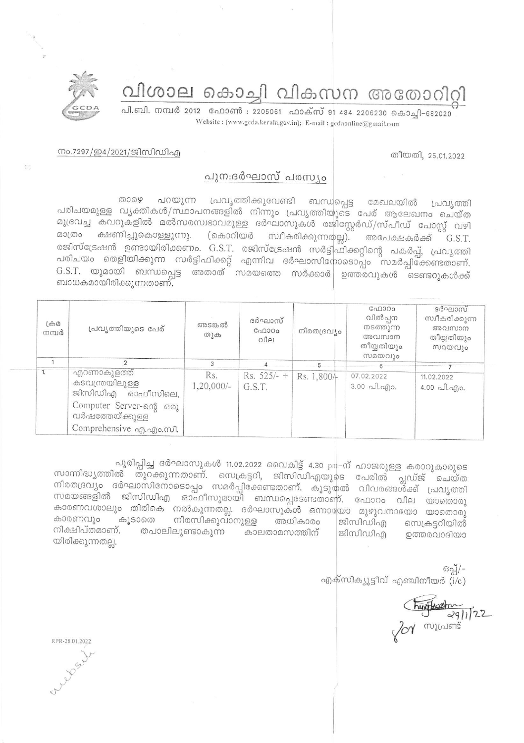# വിശാല കൊച്ചി വികസന അതോറിറ്റി

പി.ബി. നമ്പർ 2012 ഫോൺ : 2205061 ഫാക്സ് 91 484 2206230 കൊച്ചി-682020

Website : (www.gcda.kerala.gov.in); E-mail : gcdaonline@gmail.com

നം.7297/ഇ4/2021/ജിസിഡിഎ

തീയതി, 25.01.2022

## പുന:ദർഘാസ് പരസ്യം

താഴെ പറയുന്ന പ്രവൃത്തിക്കുവേണ്ടി ബന്ധപ്പെട്ട മേഖലയിൽ പ്രവൃത്തി പരിചയമുള്ള വ്യക്തികൾ/സ്ഥാപനങ്ങളിൽ നിന്നും പ്രവൃത്തിയുടെ പേര് ആലേഖനം ചെയ്ത മുദ്രവച്ച കവറുകളിൽ മൽസരസ്വഭാവമുള്ള ദർഘാസുകൾ രജിസ്റ്റേർഡ്/സ്പീഡ് പോസ്റ്റ് വഴി മാത്രം ക്ഷണിച്ചുകൊള്ളുന്നു. (കൊറിയർ സ്വീകരിക്കുന്നതല്ല). അപേക്ഷകർക്ക് G.S.T. രജിസ്ട്രേഷൻ ഉണ്ടായിരിക്കണം. G.S.T. രജിസ്ട്രേഷൻ സർട്ടിഫിക്കറ്റിന്റെ പകർപ്പ്, പ്രവൃത്തി പരിചയം തെളിയിക്കുന്ന സർട്ടിഫിക്കറ്റ് എന്നിവ ദർഘാസിനോടൊപ്പം സമർപ്പിക്കേണ്ടതാണ്. G.S.T. യുമായി ബന്ധപ്പെട്ട അതാത് സമയത്തെ സർക്കാർ ഉത്തരവുകൾ ടെണ്ടറുകൾക്ക് ബാധകമായിരിക്കുന്നതാണ്.

| ക്രമ നമ്പർ | പ്രവൃത്തിയുടെ പേര് | അടങ്കൽ തുക | ദർഘാസ് ഫോറം വില | നിരതദ്രവ്യം | ഫോറം വിൽപ്പന നടത്തുന്ന അവസാന തീയ്യതിയും സമയവും | ദർഘാസ് സ്വീകരിക്കുന്ന അവസാന തീയ്യതിയും സമയവും |
|---|---|---|---|---|---|---|
| 1 | 2 | 3 | 4 | 5 | 6 | 7 |
| 1. | എറണാകുളത്ത് കടവന്ത്രയിലുള്ള ജിസിഡിഎ ഓഫീസിലെ, Computer Server-ന്റെ ഒരു വർഷത്തേയ്ക്കുള്ള Comprehensive എ.എം.സി. | Rs. 1,20,000/- | Rs. 525/- + G.S.T. | Rs. 1,800/- | 07.02.2022 3.00 പി.എം. | 11.02.2022 4.00 പി.എം. |

പൂരിപ്പിച്ച ദർഘാസുകൾ 11.02.2022 വൈകിട്ട് 4.30 pm-ന് ഹാജരുള്ള കരാറുകാരുടെ സാന്നിദ്ധ്യത്തിൽ തുറക്കുന്നതാണ്. സെക്രട്ടറി, ജിസിഡിഎയുടെ പേരിൽ പ്ലഡ്ജ് ചെയ്ത നിരതദ്രവ്യം ദർഘാസിനോടൊപ്പം സമർപ്പിക്കേണ്ടതാണ്. കൂടുതൽ വിവരങ്ങൾക്ക് പ്രവൃത്തി സമയങ്ങളിൽ ജിസിഡിഎ ഓഫീസുമായി ബന്ധപ്പെടേണ്ടതാണ്. ഫോറം വില യാതൊരു കാരണവശാലും തിരികെ നൽകുന്നതല്ല. ദർഘാസുകൾ ഒന്നായോ മുഴുവനായോ യാതൊരു കാരണവും കൂടാതെ നിരസിക്കുവാനുള്ള അധികാരം ജിസിഡിഎ സെക്രട്ടറിയിൽ നിക്ഷിപ്തമാണ്. തപാലിലുണ്ടാകുന്ന കാലതാമസത്തിന് ജിസിഡിഎ ഉത്തരവാദിയായിരിക്കുന്നതല്ല.

ഒപ്പ്/-

എക്സിക്യൂട്ടീവ് എഞ്ചിനീയർ (i/c)

29/1/22

for സൂപ്രണ്ട്

RPR-28.01.2022

website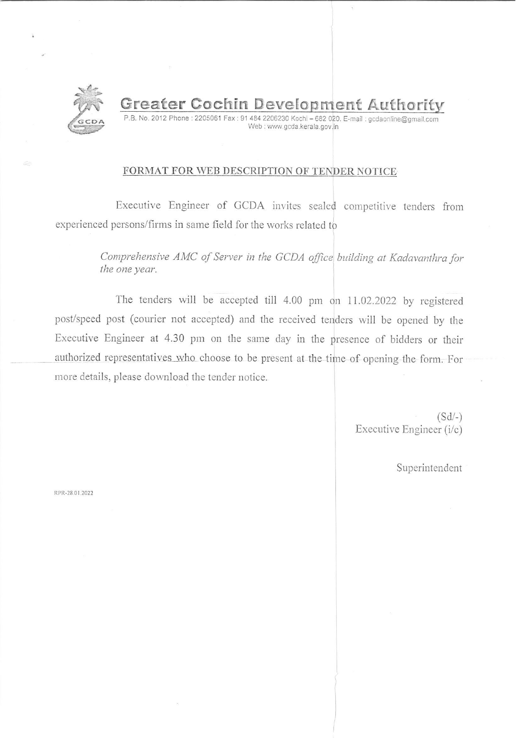# Greater Cochin Development Authority

P.B. No. 2012 Phone : 2205061 Fax : 91 484 2206230 Kochi – 682 020. E-mail : gcdaonline@gmail.com
Web : www.gcda.kerala.gov.in

## FORMAT FOR WEB DESCRIPTION OF TENDER NOTICE

Executive Engineer of GCDA invites sealed competitive tenders from experienced persons/firms in same field for the works related to

*Comprehensive AMC of Server in the GCDA office building at Kadavanthra for the one year.*

The tenders will be accepted till 4.00 pm on 11.02.2022 by registered post/speed post (courier not accepted) and the received tenders will be opened by the Executive Engineer at 4.30 pm on the same day in the presence of bidders or their authorized representatives who choose to be present at the time of opening the form. For more details, please download the tender notice.

(Sd/-)
Executive Engineer (i/c)

Superintendent

RPR-28.01.2022